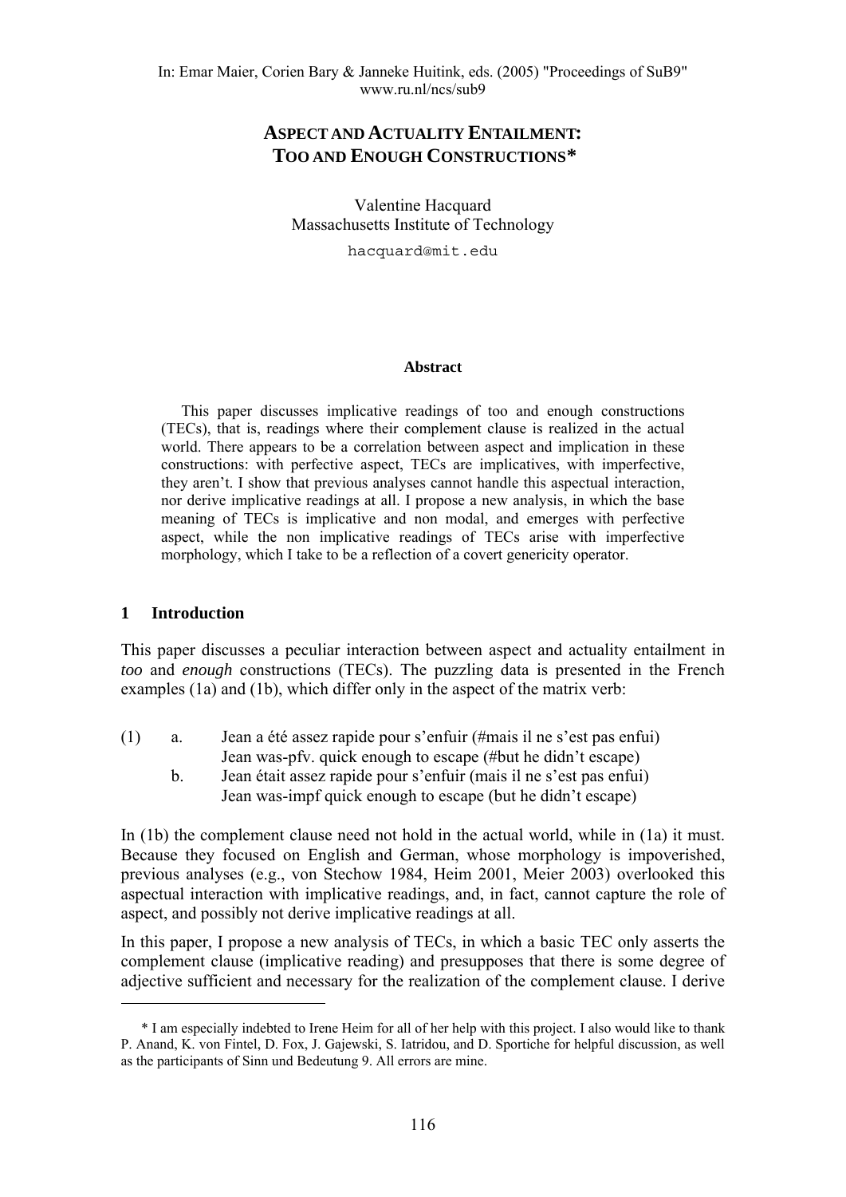In: Emar Maier, Corien Bary & Janneke Huitink, eds. (2005) "Proceedings of SuB9"
www.ru.nl/ncs/sub9

# ASPECT AND ACTUALITY ENTAILMENT: TOO AND ENOUGH CONSTRUCTIONS*

Valentine Hacquard
Massachusetts Institute of Technology
hacquard@mit.edu

**Abstract**

This paper discusses implicative readings of too and enough constructions (TECs), that is, readings where their complement clause is realized in the actual world. There appears to be a correlation between aspect and implication in these constructions: with perfective aspect, TECs are implicatives, with imperfective, they aren't. I show that previous analyses cannot handle this aspectual interaction, nor derive implicative readings at all. I propose a new analysis, in which the base meaning of TECs is implicative and non modal, and emerges with perfective aspect, while the non implicative readings of TECs arise with imperfective morphology, which I take to be a reflection of a covert genericity operator.

## 1 Introduction

This paper discusses a peculiar interaction between aspect and actuality entailment in *too* and *enough* constructions (TECs). The puzzling data is presented in the French examples (1a) and (1b), which differ only in the aspect of the matrix verb:

(1) a. Jean a été assez rapide pour s'enfuir (#mais il ne s'est pas enfui)
Jean was-pfv. quick enough to escape (#but he didn't escape)

b. Jean était assez rapide pour s'enfuir (mais il ne s'est pas enfui)
Jean was-impf quick enough to escape (but he didn't escape)

In (1b) the complement clause need not hold in the actual world, while in (1a) it must. Because they focused on English and German, whose morphology is impoverished, previous analyses (e.g., von Stechow 1984, Heim 2001, Meier 2003) overlooked this aspectual interaction with implicative readings, and, in fact, cannot capture the role of aspect, and possibly not derive implicative readings at all.

In this paper, I propose a new analysis of TECs, in which a basic TEC only asserts the complement clause (implicative reading) and presupposes that there is some degree of adjective sufficient and necessary for the realization of the complement clause. I derive

* I am especially indebted to Irene Heim for all of her help with this project. I also would like to thank P. Anand, K. von Fintel, D. Fox, J. Gajewski, S. Iatridou, and D. Sportiche for helpful discussion, as well as the participants of Sinn und Bedeutung 9. All errors are mine.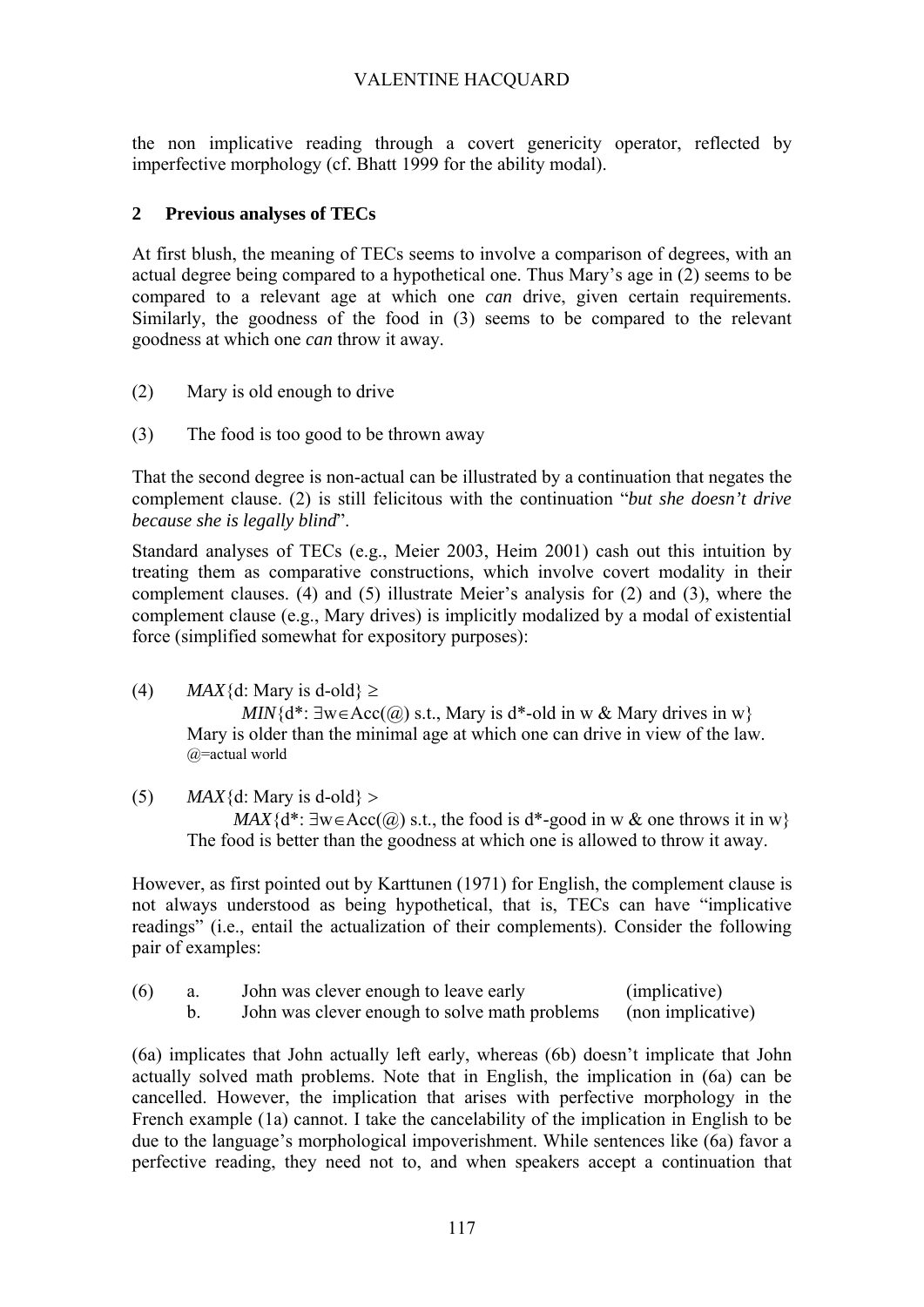the non implicative reading through a covert genericity operator, reflected by imperfective morphology (cf. Bhatt 1999 for the ability modal).

## 2 Previous analyses of TECs

At first blush, the meaning of TECs seems to involve a comparison of degrees, with an actual degree being compared to a hypothetical one. Thus Mary's age in (2) seems to be compared to a relevant age at which one *can* drive, given certain requirements. Similarly, the goodness of the food in (3) seems to be compared to the relevant goodness at which one *can* throw it away.

(2) Mary is old enough to drive

(3) The food is too good to be thrown away

That the second degree is non-actual can be illustrated by a continuation that negates the complement clause. (2) is still felicitous with the continuation "*but she doesn't drive because she is legally blind*".

Standard analyses of TECs (e.g., Meier 2003, Heim 2001) cash out this intuition by treating them as comparative constructions, which involve covert modality in their complement clauses. (4) and (5) illustrate Meier's analysis for (2) and (3), where the complement clause (e.g., Mary drives) is implicitly modalized by a modal of existential force (simplified somewhat for expository purposes):

(4) $MAX\{$d: Mary is d-old$\} \geq$
$MIN\{$d*: $\exists w \in Acc(@)$ s.t., Mary is d*-old in w & Mary drives in w$\}$
Mary is older than the minimal age at which one can drive in view of the law.
@=actual world

(5) $MAX\{$d: Mary is d-old$\} >$
$MAX\{$d*: $\exists w \in Acc(@)$ s.t., the food is d*-good in w & one throws it in w$\}$
The food is better than the goodness at which one is allowed to throw it away.

However, as first pointed out by Karttunen (1971) for English, the complement clause is not always understood as being hypothetical, that is, TECs can have "implicative readings" (i.e., entail the actualization of their complements). Consider the following pair of examples:

(6) a. John was clever enough to leave early (implicative)
b. John was clever enough to solve math problems (non implicative)

(6a) implicates that John actually left early, whereas (6b) doesn't implicate that John actually solved math problems. Note that in English, the implication in (6a) can be cancelled. However, the implication that arises with perfective morphology in the French example (1a) cannot. I take the cancelability of the implication in English to be due to the language's morphological impoverishment. While sentences like (6a) favor a perfective reading, they need not to, and when speakers accept a continuation that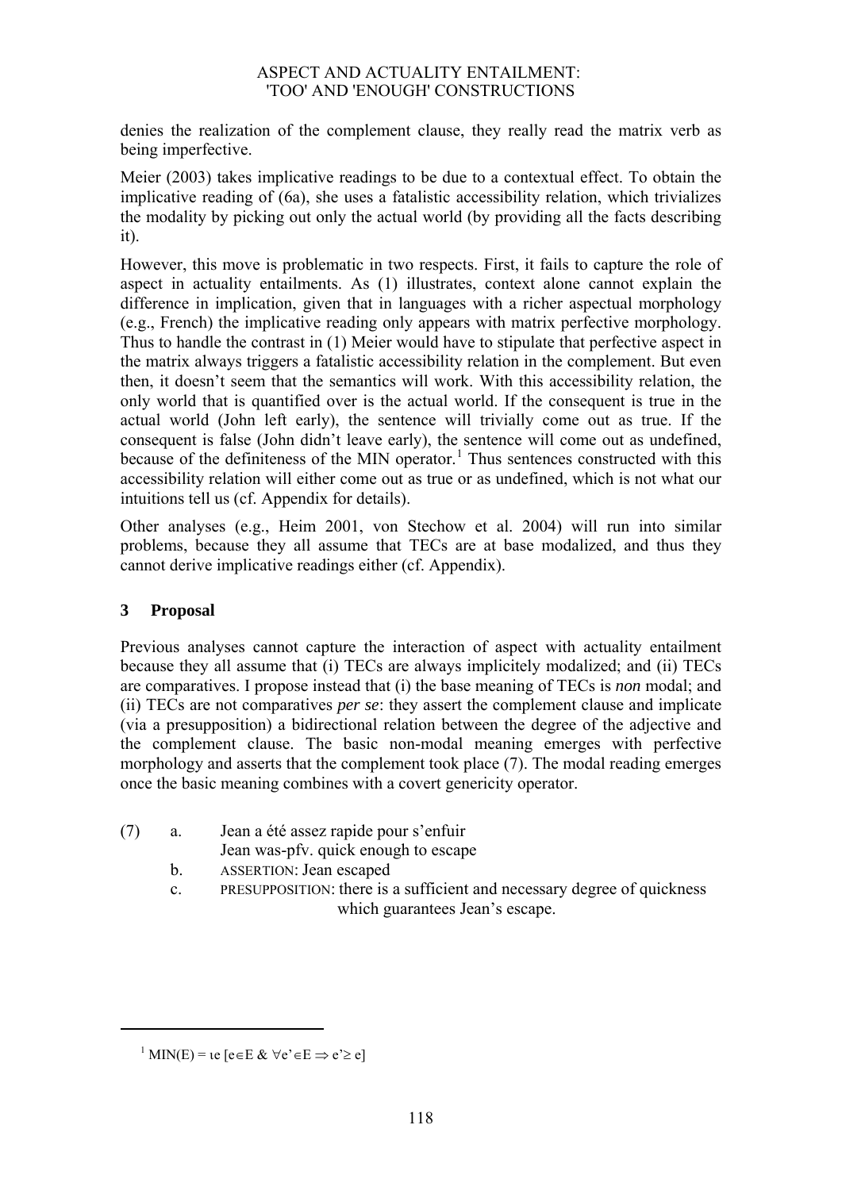denies the realization of the complement clause, they really read the matrix verb as being imperfective.

Meier (2003) takes implicative readings to be due to a contextual effect. To obtain the implicative reading of (6a), she uses a fatalistic accessibility relation, which trivializes the modality by picking out only the actual world (by providing all the facts describing it).

However, this move is problematic in two respects. First, it fails to capture the role of aspect in actuality entailments. As (1) illustrates, context alone cannot explain the difference in implication, given that in languages with a richer aspectual morphology (e.g., French) the implicative reading only appears with matrix perfective morphology. Thus to handle the contrast in (1) Meier would have to stipulate that perfective aspect in the matrix always triggers a fatalistic accessibility relation in the complement. But even then, it doesn't seem that the semantics will work. With this accessibility relation, the only world that is quantified over is the actual world. If the consequent is true in the actual world (John left early), the sentence will trivially come out as true. If the consequent is false (John didn't leave early), the sentence will come out as undefined, because of the definiteness of the MIN operator.[1] Thus sentences constructed with this accessibility relation will either come out as true or as undefined, which is not what our intuitions tell us (cf. Appendix for details).

Other analyses (e.g., Heim 2001, von Stechow et al. 2004) will run into similar problems, because they all assume that TECs are at base modalized, and thus they cannot derive implicative readings either (cf. Appendix).

## 3 Proposal

Previous analyses cannot capture the interaction of aspect with actuality entailment because they all assume that (i) TECs are always implicitely modalized; and (ii) TECs are comparatives. I propose instead that (i) the base meaning of TECs is *non* modal; and (ii) TECs are not comparatives *per se*: they assert the complement clause and implicate (via a presupposition) a bidirectional relation between the degree of the adjective and the complement clause. The basic non-modal meaning emerges with perfective morphology and asserts that the complement took place (7). The modal reading emerges once the basic meaning combines with a covert genericity operator.

(7) a. Jean a été assez rapide pour s'enfuir
  Jean was-pfv. quick enough to escape
 b. ASSERTION: Jean escaped
 c. PRESUPPOSITION: there is a sufficient and necessary degree of quickness which guarantees Jean's escape.

---

[1] $\text{MIN}(E) = \iota e\, [e \in E \;\&\; \forall e' \in E \Rightarrow e' \geq e]$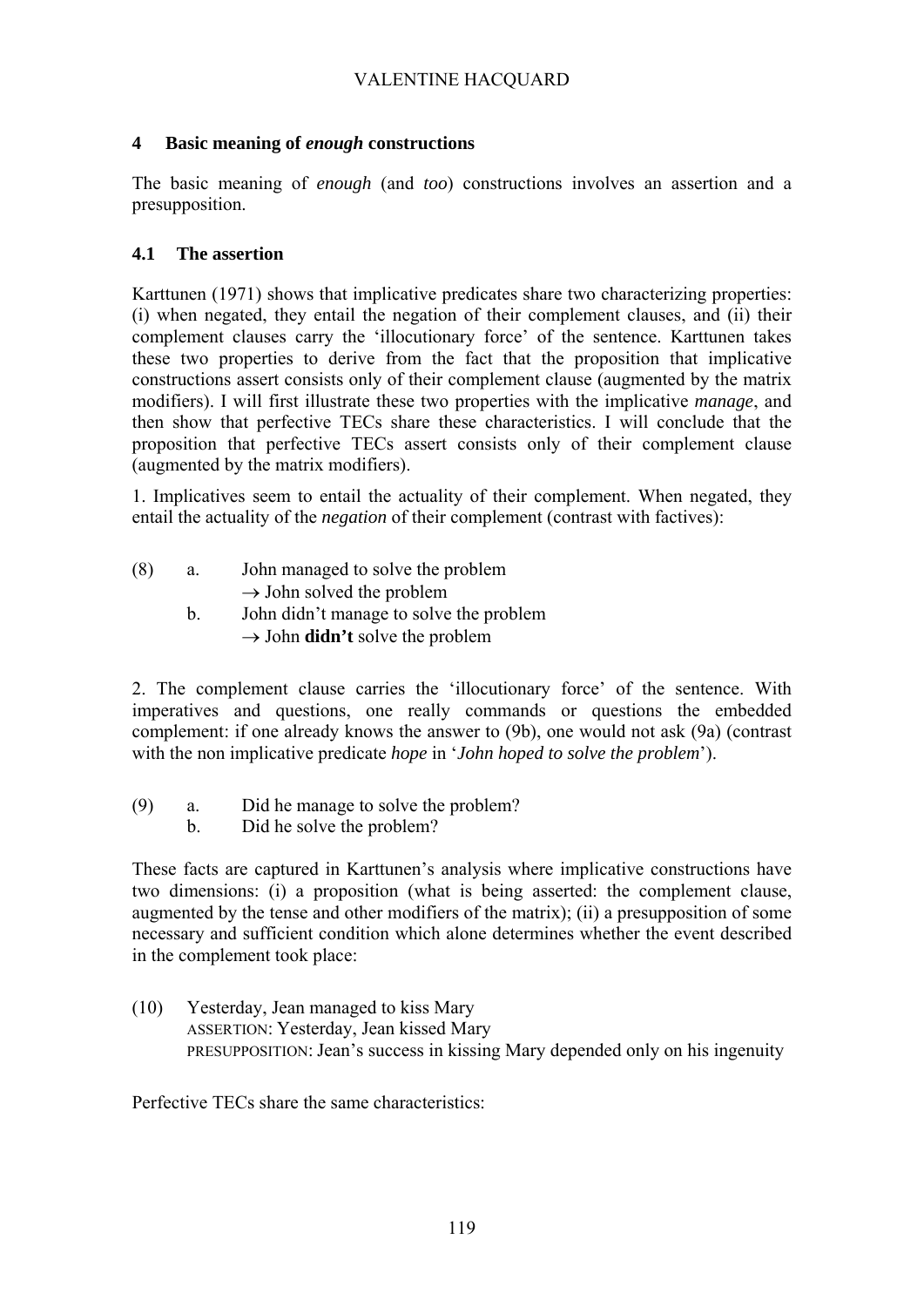## 4 Basic meaning of *enough* constructions

The basic meaning of *enough* (and *too*) constructions involves an assertion and a presupposition.

### 4.1 The assertion

Karttunen (1971) shows that implicative predicates share two characterizing properties: (i) when negated, they entail the negation of their complement clauses, and (ii) their complement clauses carry the 'illocutionary force' of the sentence. Karttunen takes these two properties to derive from the fact that the proposition that implicative constructions assert consists only of their complement clause (augmented by the matrix modifiers). I will first illustrate these two properties with the implicative *manage*, and then show that perfective TECs share these characteristics. I will conclude that the proposition that perfective TECs assert consists only of their complement clause (augmented by the matrix modifiers).

1. Implicatives seem to entail the actuality of their complement. When negated, they entail the actuality of the *negation* of their complement (contrast with factives):

(8) a. John managed to solve the problem
   → John solved the problem
  b. John didn't manage to solve the problem
   → John **didn't** solve the problem

2. The complement clause carries the 'illocutionary force' of the sentence. With imperatives and questions, one really commands or questions the embedded complement: if one already knows the answer to (9b), one would not ask (9a) (contrast with the non implicative predicate *hope* in '*John hoped to solve the problem*').

(9) a. Did he manage to solve the problem?
  b. Did he solve the problem?

These facts are captured in Karttunen's analysis where implicative constructions have two dimensions: (i) a proposition (what is being asserted: the complement clause, augmented by the tense and other modifiers of the matrix); (ii) a presupposition of some necessary and sufficient condition which alone determines whether the event described in the complement took place:

(10) Yesterday, Jean managed to kiss Mary
  ASSERTION: Yesterday, Jean kissed Mary
  PRESUPPOSITION: Jean's success in kissing Mary depended only on his ingenuity

Perfective TECs share the same characteristics: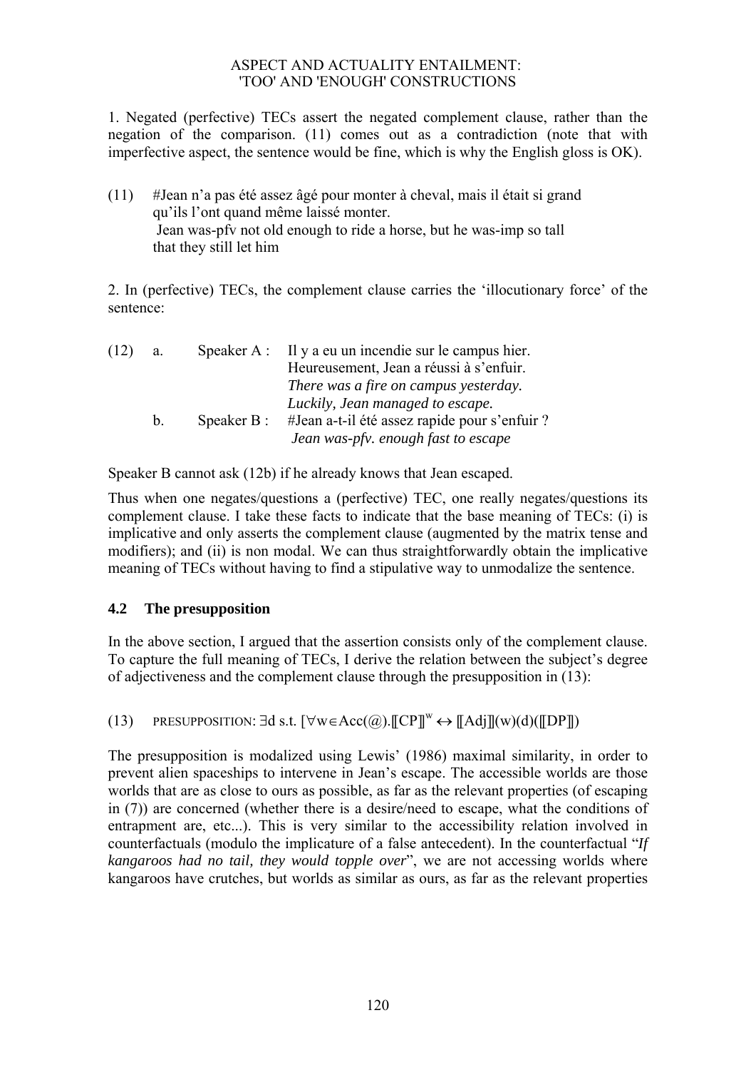1. Negated (perfective) TECs assert the negated complement clause, rather than the negation of the comparison. (11) comes out as a contradiction (note that with imperfective aspect, the sentence would be fine, which is why the English gloss is OK).

(11) #Jean n'a pas été assez âgé pour monter à cheval, mais il était si grand qu'ils l'ont quand même laissé monter.
Jean was-pfv not old enough to ride a horse, but he was-imp so tall that they still let him

2. In (perfective) TECs, the complement clause carries the 'illocutionary force' of the sentence:

(12) a. Speaker A : Il y a eu un incendie sur le campus hier. Heureusement, Jean a réussi à s'enfuir.
*There was a fire on campus yesterday. Luckily, Jean managed to escape.*

b. Speaker B : #Jean a-t-il été assez rapide pour s'enfuir ?
*Jean was-pfv. enough fast to escape*

Speaker B cannot ask (12b) if he already knows that Jean escaped.

Thus when one negates/questions a (perfective) TEC, one really negates/questions its complement clause. I take these facts to indicate that the base meaning of TECs: (i) is implicative and only asserts the complement clause (augmented by the matrix tense and modifiers); and (ii) is non modal. We can thus straightforwardly obtain the implicative meaning of TECs without having to find a stipulative way to unmodalize the sentence.

## 4.2 The presupposition

In the above section, I argued that the assertion consists only of the complement clause. To capture the full meaning of TECs, I derive the relation between the subject's degree of adjectiveness and the complement clause through the presupposition in (13):

(13) PRESUPPOSITION: $\exists d$ s.t. $[\forall w \in Acc(@).[\![CP]\!]^{w} \leftrightarrow [\![Adj]\!](w)(d)([\![DP]\!])$

The presupposition is modalized using Lewis' (1986) maximal similarity, in order to prevent alien spaceships to intervene in Jean's escape. The accessible worlds are those worlds that are as close to ours as possible, as far as the relevant properties (of escaping in (7)) are concerned (whether there is a desire/need to escape, what the conditions of entrapment are, etc...). This is very similar to the accessibility relation involved in counterfactuals (modulo the implicature of a false antecedent). In the counterfactual "*If kangaroos had no tail, they would topple over*", we are not accessing worlds where kangaroos have crutches, but worlds as similar as ours, as far as the relevant properties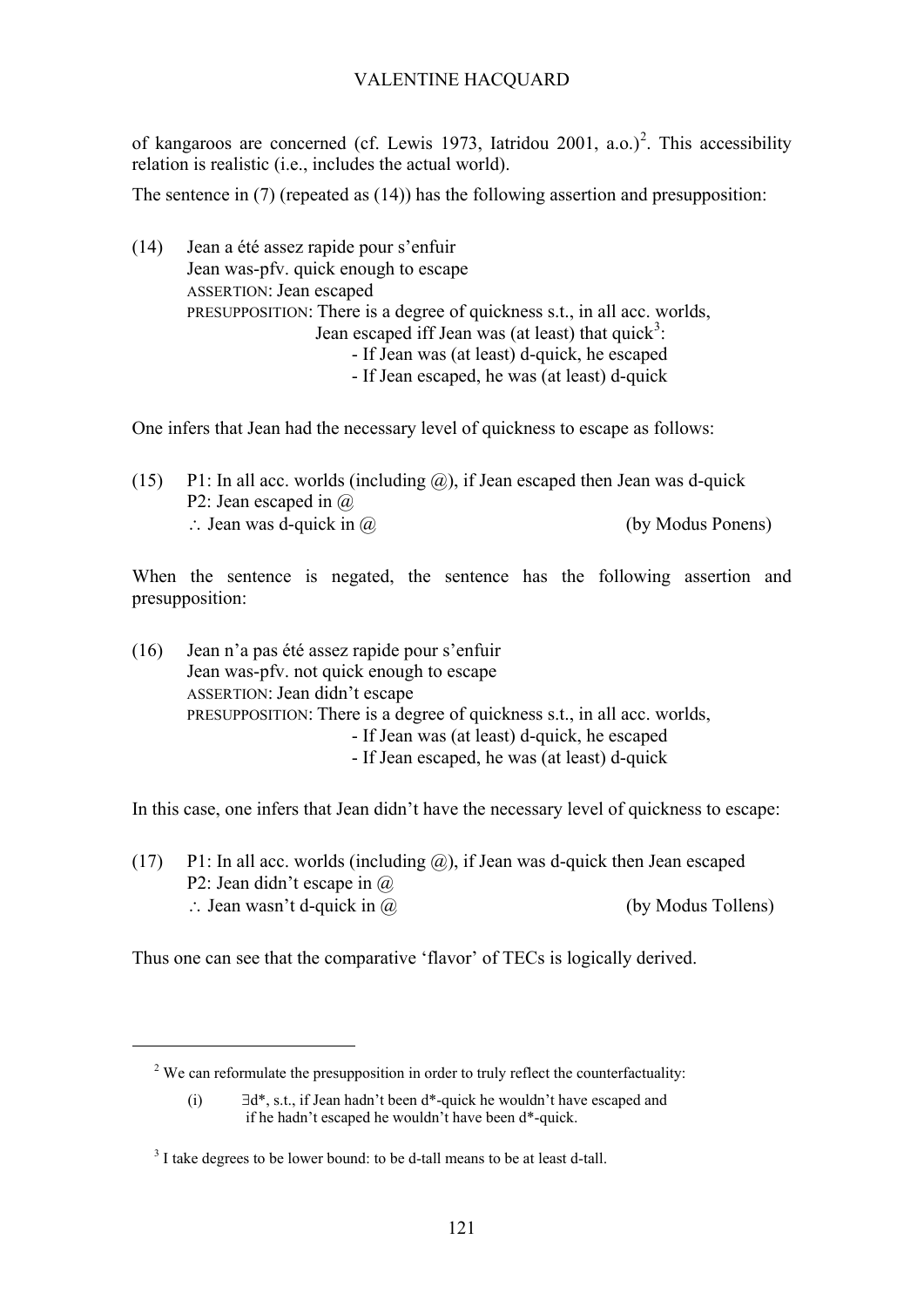of kangaroos are concerned (cf. Lewis 1973, Iatridou 2001, a.o.)[2]. This accessibility relation is realistic (i.e., includes the actual world).

The sentence in (7) (repeated as (14)) has the following assertion and presupposition:

(14) Jean a été assez rapide pour s'enfuir
     Jean was-pfv. quick enough to escape
     ASSERTION: Jean escaped
     PRESUPPOSITION: There is a degree of quickness s.t., in all acc. worlds, Jean escaped iff Jean was (at least) that quick[3]:
     - If Jean was (at least) d-quick, he escaped
     - If Jean escaped, he was (at least) d-quick

One infers that Jean had the necessary level of quickness to escape as follows:

(15) P1: In all acc. worlds (including @), if Jean escaped then Jean was d-quick
     P2: Jean escaped in @
     ∴ Jean was d-quick in @ (by Modus Ponens)

When the sentence is negated, the sentence has the following assertion and presupposition:

(16) Jean n'a pas été assez rapide pour s'enfuir
     Jean was-pfv. not quick enough to escape
     ASSERTION: Jean didn't escape
     PRESUPPOSITION: There is a degree of quickness s.t., in all acc. worlds,
     - If Jean was (at least) d-quick, he escaped
     - If Jean escaped, he was (at least) d-quick

In this case, one infers that Jean didn't have the necessary level of quickness to escape:

(17) P1: In all acc. worlds (including @), if Jean was d-quick then Jean escaped
     P2: Jean didn't escape in @
     ∴ Jean wasn't d-quick in @ (by Modus Tollens)

Thus one can see that the comparative 'flavor' of TECs is logically derived.

---

[2] We can reformulate the presupposition in order to truly reflect the counterfactuality:

(i) $\exists d^*$, s.t., if Jean hadn't been d*-quick he wouldn't have escaped and if he hadn't escaped he wouldn't have been d*-quick.

[3] I take degrees to be lower bound: to be d-tall means to be at least d-tall.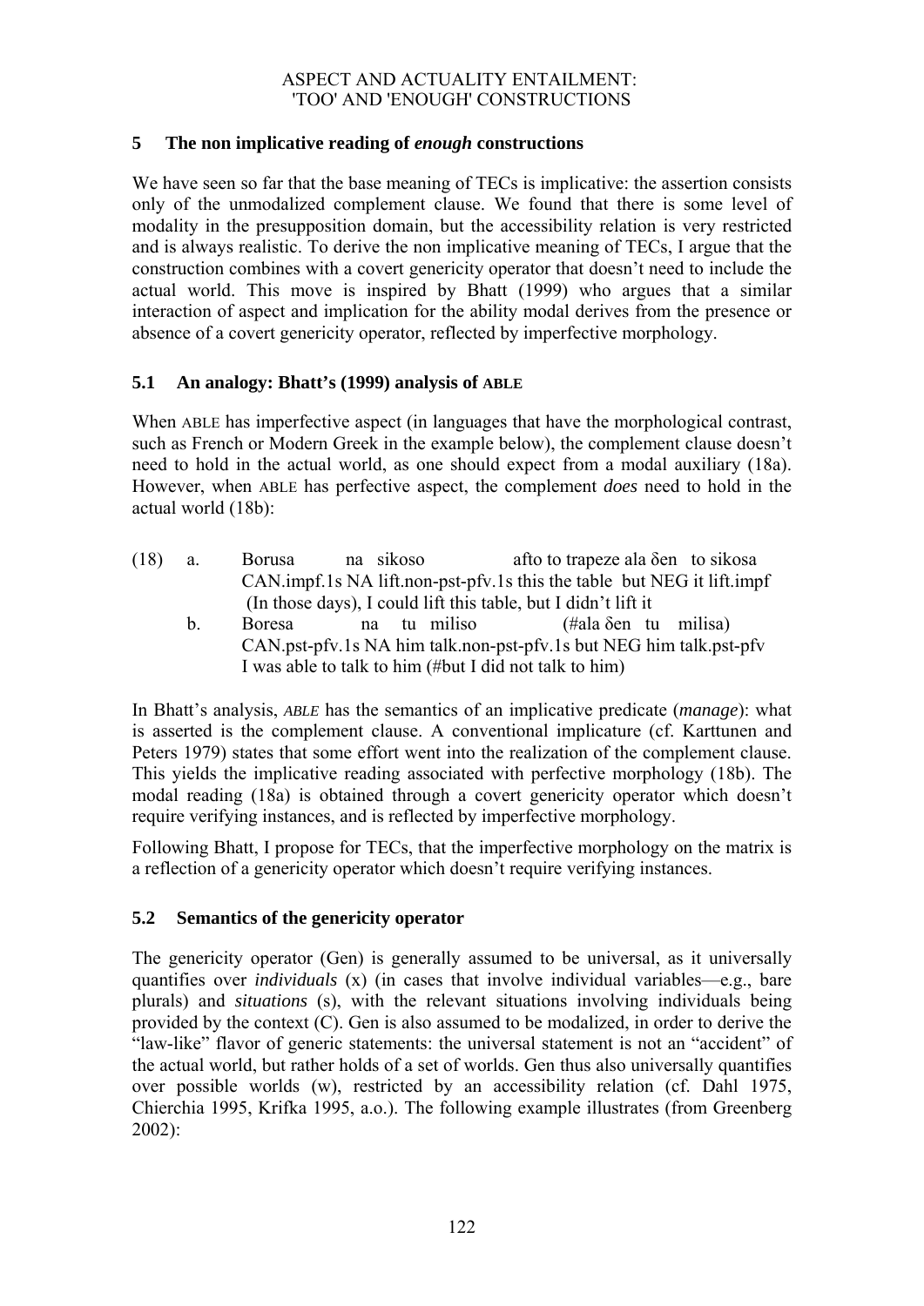## 5 The non implicative reading of *enough* constructions

We have seen so far that the base meaning of TECs is implicative: the assertion consists only of the unmodalized complement clause. We found that there is some level of modality in the presupposition domain, but the accessibility relation is very restricted and is always realistic. To derive the non implicative meaning of TECs, I argue that the construction combines with a covert genericity operator that doesn't need to include the actual world. This move is inspired by Bhatt (1999) who argues that a similar interaction of aspect and implication for the ability modal derives from the presence or absence of a covert genericity operator, reflected by imperfective morphology.

### 5.1 An analogy: Bhatt's (1999) analysis of ABLE

When ABLE has imperfective aspect (in languages that have the morphological contrast, such as French or Modern Greek in the example below), the complement clause doesn't need to hold in the actual world, as one should expect from a modal auxiliary (18a). However, when ABLE has perfective aspect, the complement *does* need to hold in the actual world (18b):

(18) a. Borusa na sikoso afto to trapeze ala δen to sikosa
CAN.impf.1s NA lift.non-pst-pfv.1s this the table but NEG it lift.impf
(In those days), I could lift this table, but I didn't lift it

b. Boresa na tu miliso (#ala δen tu milisa)
CAN.pst-pfv.1s NA him talk.non-pst-pfv.1s but NEG him talk.pst-pfv
I was able to talk to him (#but I did not talk to him)

In Bhatt's analysis, *ABLE* has the semantics of an implicative predicate (*manage*): what is asserted is the complement clause. A conventional implicature (cf. Karttunen and Peters 1979) states that some effort went into the realization of the complement clause. This yields the implicative reading associated with perfective morphology (18b). The modal reading (18a) is obtained through a covert genericity operator which doesn't require verifying instances, and is reflected by imperfective morphology.

Following Bhatt, I propose for TECs, that the imperfective morphology on the matrix is a reflection of a genericity operator which doesn't require verifying instances.

### 5.2 Semantics of the genericity operator

The genericity operator (Gen) is generally assumed to be universal, as it universally quantifies over *individuals* (x) (in cases that involve individual variables—e.g., bare plurals) and *situations* (s), with the relevant situations involving individuals being provided by the context (C). Gen is also assumed to be modalized, in order to derive the "law-like" flavor of generic statements: the universal statement is not an "accident" of the actual world, but rather holds of a set of worlds. Gen thus also universally quantifies over possible worlds (w), restricted by an accessibility relation (cf. Dahl 1975, Chierchia 1995, Krifka 1995, a.o.). The following example illustrates (from Greenberg 2002):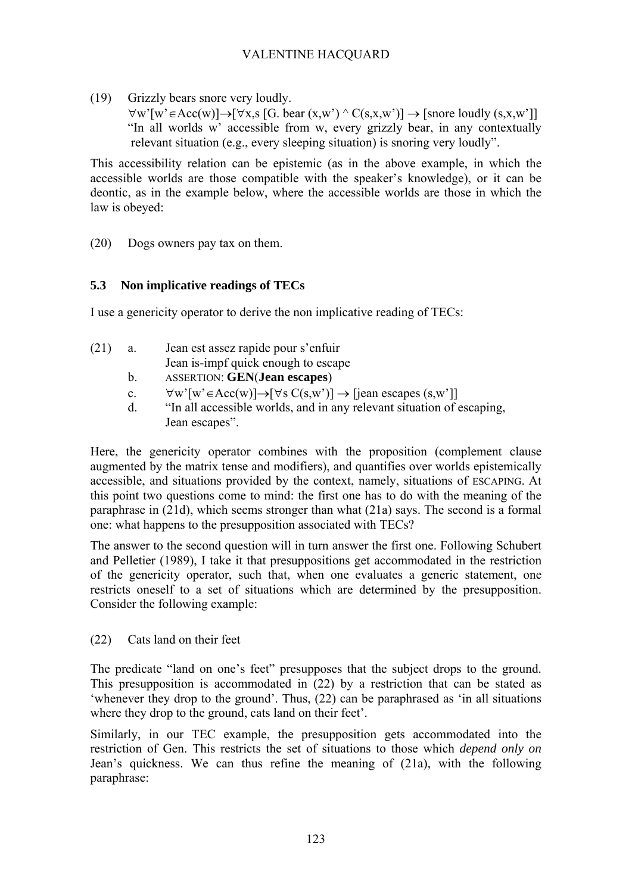(19) Grizzly bears snore very loudly.

$\forall w'[w' \in Acc(w)] \rightarrow [\forall x,s\ [G.\ bear\ (x,w') \wedge C(s,x,w')] \rightarrow [snore\ loudly\ (s,x,w')]]$

"In all worlds w' accessible from w, every grizzly bear, in any contextually relevant situation (e.g., every sleeping situation) is snoring very loudly".

This accessibility relation can be epistemic (as in the above example, in which the accessible worlds are those compatible with the speaker's knowledge), or it can be deontic, as in the example below, where the accessible worlds are those in which the law is obeyed:

(20) Dogs owners pay tax on them.

### 5.3 Non implicative readings of TECs

I use a genericity operator to derive the non implicative reading of TECs:

(21) a. Jean est assez rapide pour s'enfuir
Jean is-impf quick enough to escape

b. ASSERTION: **GEN**(**Jean escapes**)

c. $\forall w'[w' \in Acc(w)] \rightarrow [\forall s\ C(s,w')] \rightarrow [jean\ escapes\ (s,w')]]$

d. "In all accessible worlds, and in any relevant situation of escaping, Jean escapes".

Here, the genericity operator combines with the proposition (complement clause augmented by the matrix tense and modifiers), and quantifies over worlds epistemically accessible, and situations provided by the context, namely, situations of ESCAPING. At this point two questions come to mind: the first one has to do with the meaning of the paraphrase in (21d), which seems stronger than what (21a) says. The second is a formal one: what happens to the presupposition associated with TECs?

The answer to the second question will in turn answer the first one. Following Schubert and Pelletier (1989), I take it that presuppositions get accommodated in the restriction of the genericity operator, such that, when one evaluates a generic statement, one restricts oneself to a set of situations which are determined by the presupposition. Consider the following example:

(22) Cats land on their feet

The predicate "land on one's feet" presupposes that the subject drops to the ground. This presupposition is accommodated in (22) by a restriction that can be stated as 'whenever they drop to the ground'. Thus, (22) can be paraphrased as 'in all situations where they drop to the ground, cats land on their feet'.

Similarly, in our TEC example, the presupposition gets accommodated into the restriction of Gen. This restricts the set of situations to those which *depend only on* Jean's quickness. We can thus refine the meaning of (21a), with the following paraphrase: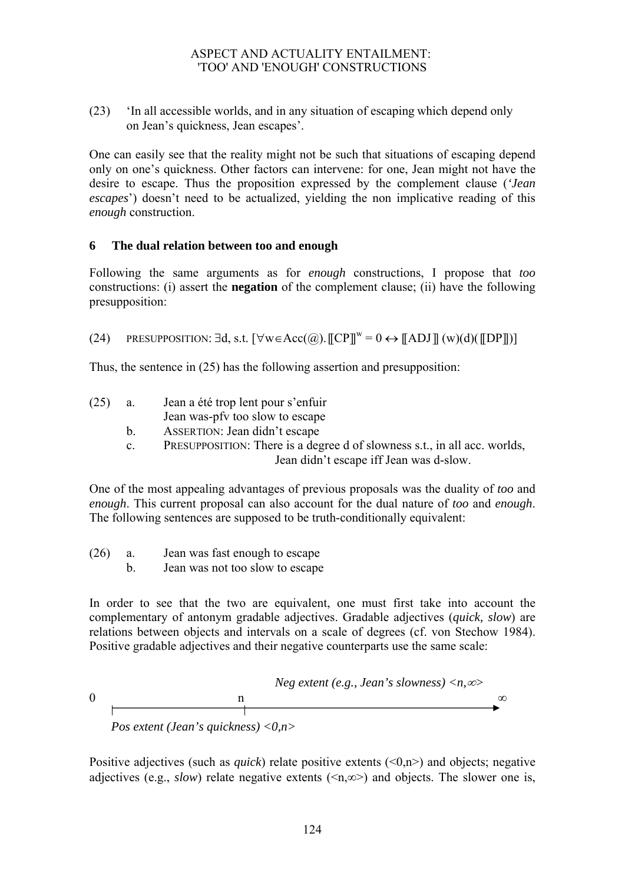(23) 'In all accessible worlds, and in any situation of escaping which depend only on Jean's quickness, Jean escapes'.

One can easily see that the reality might not be such that situations of escaping depend only on one's quickness. Other factors can intervene: for one, Jean might not have the desire to escape. Thus the proposition expressed by the complement clause (*'Jean escapes*') doesn't need to be actualized, yielding the non implicative reading of this *enough* construction.

## 6 The dual relation between too and enough

Following the same arguments as for *enough* constructions, I propose that *too* constructions: (i) assert the **negation** of the complement clause; (ii) have the following presupposition:

(24) PRESUPPOSITION: $\exists d$, s.t. $[\forall w \in Acc(@). [\![CP]\!]^{w} = 0 \leftrightarrow [\![ADJ]\!](w)(d)([\![DP]\!])]$

Thus, the sentence in (25) has the following assertion and presupposition:

(25) a. Jean a été trop lent pour s'enfuir
   Jean was-pfv too slow to escape
  b. ASSERTION: Jean didn't escape
  c. PRESUPPOSITION: There is a degree d of slowness s.t., in all acc. worlds, Jean didn't escape iff Jean was d-slow.

One of the most appealing advantages of previous proposals was the duality of *too* and *enough*. This current proposal can also account for the dual nature of *too* and *enough*. The following sentences are supposed to be truth-conditionally equivalent:

(26) a. Jean was fast enough to escape
  b. Jean was not too slow to escape

In order to see that the two are equivalent, one must first take into account the complementary of antonym gradable adjectives. Gradable adjectives (*quick, slow*) are relations between objects and intervals on a scale of degrees (cf. von Stechow 1984). Positive gradable adjectives and their negative counterparts use the same scale:

*Neg extent (e.g., Jean's slowness) <n,∞>*

0 ——————— n ——————————→ ∞

*Pos extent (Jean's quickness) <0,n>*

Positive adjectives (such as *quick*) relate positive extents (<0,n>) and objects; negative adjectives (e.g., *slow*) relate negative extents (<n,∞>) and objects. The slower one is,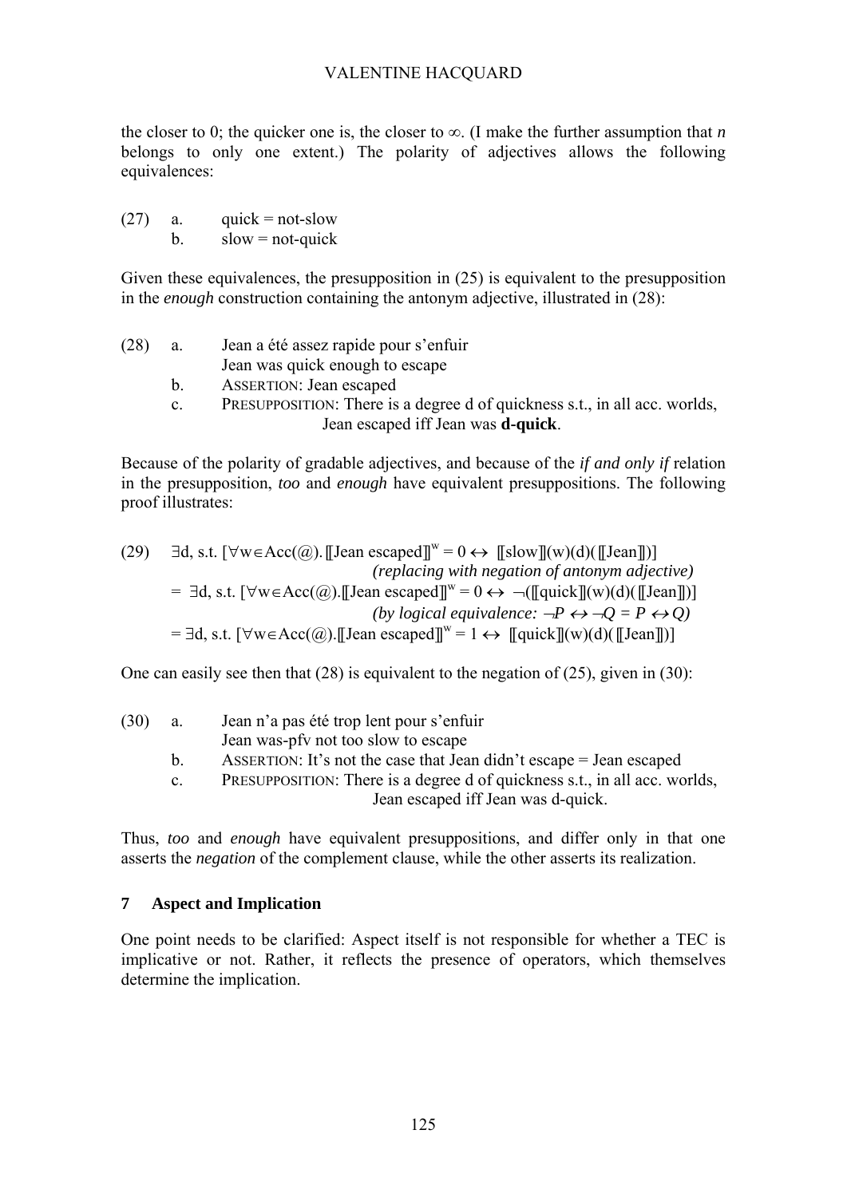the closer to 0; the quicker one is, the closer to ∞. (I make the further assumption that *n* belongs to only one extent.) The polarity of adjectives allows the following equivalences:

(27) a. quick = not-slow
 b. slow = not-quick

Given these equivalences, the presupposition in (25) is equivalent to the presupposition in the *enough* construction containing the antonym adjective, illustrated in (28):

(28) a. Jean a été assez rapide pour s'enfuir
 Jean was quick enough to escape
 b. ASSERTION: Jean escaped
 c. PRESUPPOSITION: There is a degree d of quickness s.t., in all acc. worlds, Jean escaped iff Jean was **d-quick**.

Because of the polarity of gradable adjectives, and because of the *if and only if* relation in the presupposition, *too* and *enough* have equivalent presuppositions. The following proof illustrates:

(29) $\exists$d, s.t. $[\forall w \in Acc(@). [\![\text{Jean escaped}]\!]^w = 0 \leftrightarrow [\![\text{slow}]\!](w)(d)([\![\text{Jean}]\!])]$
*(replacing with negation of antonym adjective)*
 $= \exists$d, s.t. $[\forall w \in Acc(@). [\![\text{Jean escaped}]\!]^w = 0 \leftrightarrow \neg([\![\text{quick}]\!](w)(d)([\![\text{Jean}]\!])]$
*(by logical equivalence: $\neg P \leftrightarrow \neg Q = P \leftrightarrow Q$)*
 $= \exists$d, s.t. $[\forall w \in Acc(@). [\![\text{Jean escaped}]\!]^w = 1 \leftrightarrow [\![\text{quick}]\!](w)(d)([\![\text{Jean}]\!])]$

One can easily see then that (28) is equivalent to the negation of (25), given in (30):

(30) a. Jean n'a pas été trop lent pour s'enfuir
 Jean was-pfv not too slow to escape
 b. ASSERTION: It's not the case that Jean didn't escape = Jean escaped
 c. PRESUPPOSITION: There is a degree d of quickness s.t., in all acc. worlds, Jean escaped iff Jean was d-quick.

Thus, *too* and *enough* have equivalent presuppositions, and differ only in that one asserts the *negation* of the complement clause, while the other asserts its realization.

## 7 Aspect and Implication

One point needs to be clarified: Aspect itself is not responsible for whether a TEC is implicative or not. Rather, it reflects the presence of operators, which themselves determine the implication.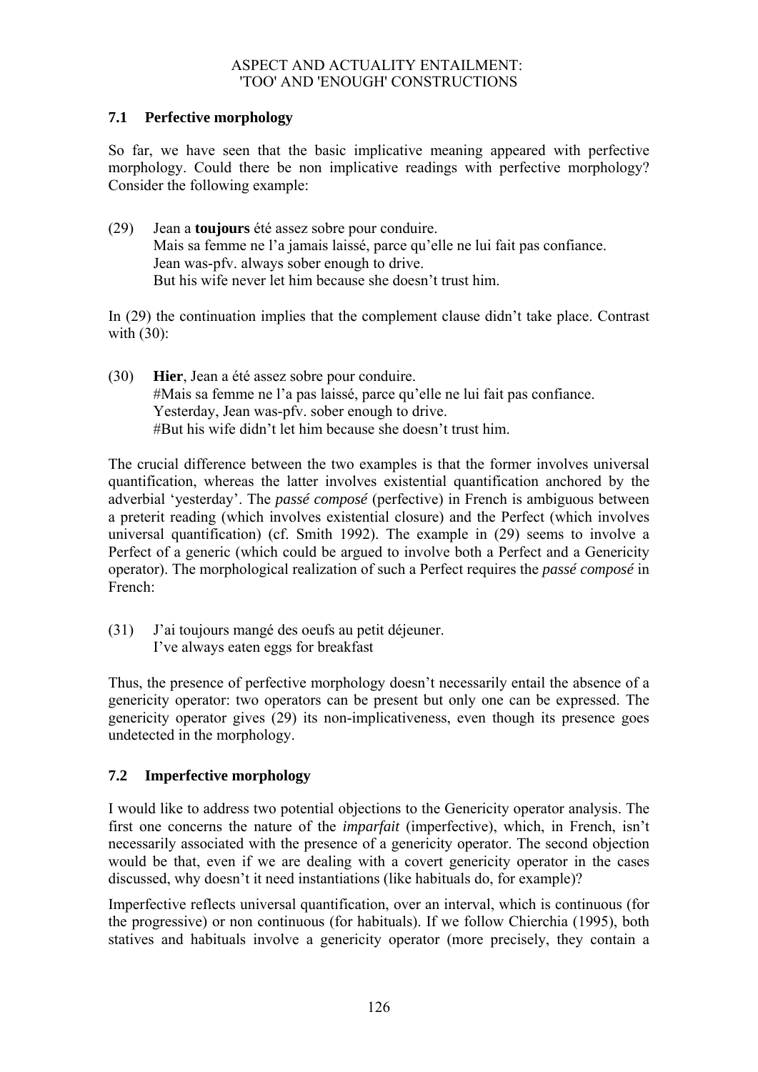### 7.1 Perfective morphology

So far, we have seen that the basic implicative meaning appeared with perfective morphology. Could there be non implicative readings with perfective morphology? Consider the following example:

(29) Jean a **toujours** été assez sobre pour conduire.
Mais sa femme ne l'a jamais laissé, parce qu'elle ne lui fait pas confiance.
Jean was-pfv. always sober enough to drive.
But his wife never let him because she doesn't trust him.

In (29) the continuation implies that the complement clause didn't take place. Contrast with (30):

(30) **Hier**, Jean a été assez sobre pour conduire.
#Mais sa femme ne l'a pas laissé, parce qu'elle ne lui fait pas confiance.
Yesterday, Jean was-pfv. sober enough to drive.
#But his wife didn't let him because she doesn't trust him.

The crucial difference between the two examples is that the former involves universal quantification, whereas the latter involves existential quantification anchored by the adverbial 'yesterday'. The *passé composé* (perfective) in French is ambiguous between a preterit reading (which involves existential closure) and the Perfect (which involves universal quantification) (cf. Smith 1992). The example in (29) seems to involve a Perfect of a generic (which could be argued to involve both a Perfect and a Genericity operator). The morphological realization of such a Perfect requires the *passé composé* in French:

(31) J'ai toujours mangé des oeufs au petit déjeuner.
I've always eaten eggs for breakfast

Thus, the presence of perfective morphology doesn't necessarily entail the absence of a genericity operator: two operators can be present but only one can be expressed. The genericity operator gives (29) its non-implicativeness, even though its presence goes undetected in the morphology.

### 7.2 Imperfective morphology

I would like to address two potential objections to the Genericity operator analysis. The first one concerns the nature of the *imparfait* (imperfective), which, in French, isn't necessarily associated with the presence of a genericity operator. The second objection would be that, even if we are dealing with a covert genericity operator in the cases discussed, why doesn't it need instantiations (like habituals do, for example)?

Imperfective reflects universal quantification, over an interval, which is continuous (for the progressive) or non continuous (for habituals). If we follow Chierchia (1995), both statives and habituals involve a genericity operator (more precisely, they contain a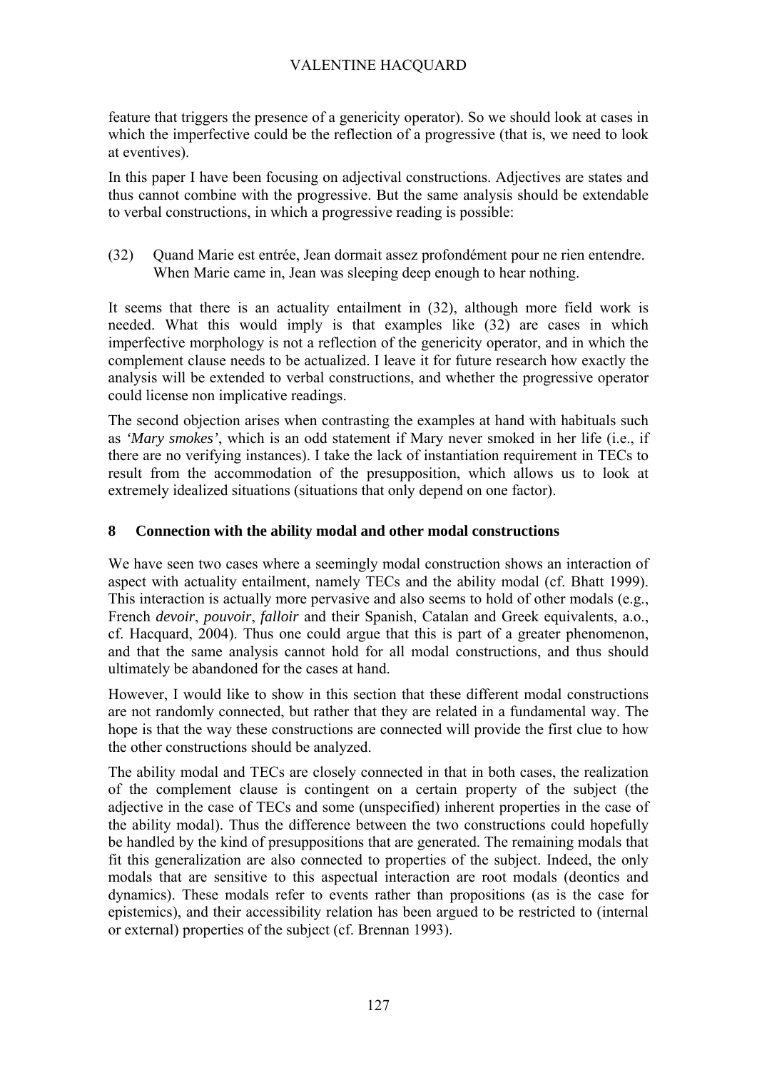feature that triggers the presence of a genericity operator). So we should look at cases in which the imperfective could be the reflection of a progressive (that is, we need to look at eventives).

In this paper I have been focusing on adjectival constructions. Adjectives are states and thus cannot combine with the progressive. But the same analysis should be extendable to verbal constructions, in which a progressive reading is possible:

(32) Quand Marie est entrée, Jean dormait assez profondément pour ne rien entendre.
When Marie came in, Jean was sleeping deep enough to hear nothing.

It seems that there is an actuality entailment in (32), although more field work is needed. What this would imply is that examples like (32) are cases in which imperfective morphology is not a reflection of the genericity operator, and in which the complement clause needs to be actualized. I leave it for future research how exactly the analysis will be extended to verbal constructions, and whether the progressive operator could license non implicative readings.

The second objection arises when contrasting the examples at hand with habituals such as *'Mary smokes'*, which is an odd statement if Mary never smoked in her life (i.e., if there are no verifying instances). I take the lack of instantiation requirement in TECs to result from the accommodation of the presupposition, which allows us to look at extremely idealized situations (situations that only depend on one factor).

## 8 Connection with the ability modal and other modal constructions

We have seen two cases where a seemingly modal construction shows an interaction of aspect with actuality entailment, namely TECs and the ability modal (cf. Bhatt 1999). This interaction is actually more pervasive and also seems to hold of other modals (e.g., French *devoir*, *pouvoir*, *falloir* and their Spanish, Catalan and Greek equivalents, a.o., cf. Hacquard, 2004). Thus one could argue that this is part of a greater phenomenon, and that the same analysis cannot hold for all modal constructions, and thus should ultimately be abandoned for the cases at hand.

However, I would like to show in this section that these different modal constructions are not randomly connected, but rather that they are related in a fundamental way. The hope is that the way these constructions are connected will provide the first clue to how the other constructions should be analyzed.

The ability modal and TECs are closely connected in that in both cases, the realization of the complement clause is contingent on a certain property of the subject (the adjective in the case of TECs and some (unspecified) inherent properties in the case of the ability modal). Thus the difference between the two constructions could hopefully be handled by the kind of presuppositions that are generated. The remaining modals that fit this generalization are also connected to properties of the subject. Indeed, the only modals that are sensitive to this aspectual interaction are root modals (deontics and dynamics). These modals refer to events rather than propositions (as is the case for epistemics), and their accessibility relation has been argued to be restricted to (internal or external) properties of the subject (cf. Brennan 1993).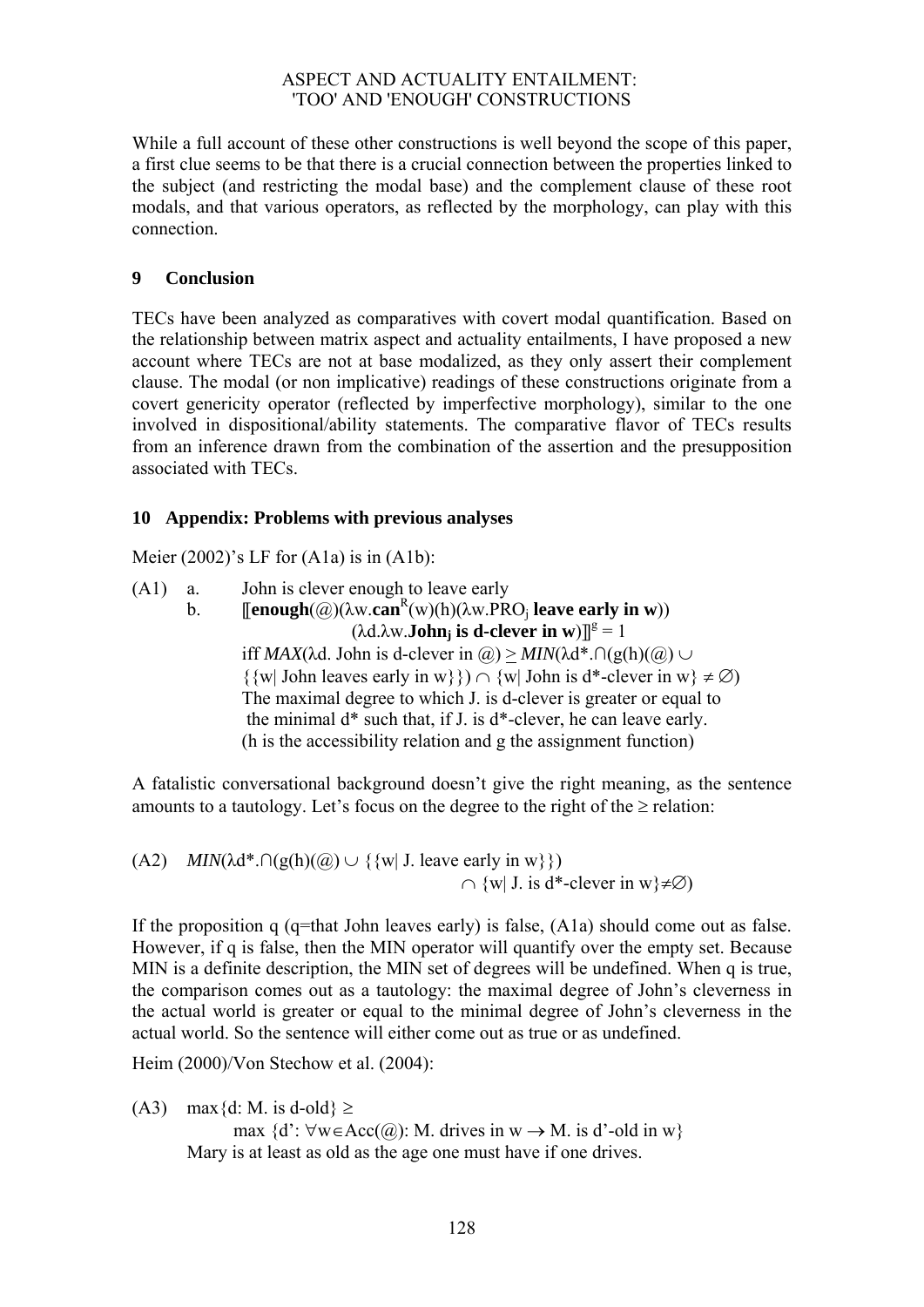While a full account of these other constructions is well beyond the scope of this paper, a first clue seems to be that there is a crucial connection between the properties linked to the subject (and restricting the modal base) and the complement clause of these root modals, and that various operators, as reflected by the morphology, can play with this connection.

## 9 Conclusion

TECs have been analyzed as comparatives with covert modal quantification. Based on the relationship between matrix aspect and actuality entailments, I have proposed a new account where TECs are not at base modalized, as they only assert their complement clause. The modal (or non implicative) readings of these constructions originate from a covert genericity operator (reflected by imperfective morphology), similar to the one involved in dispositional/ability statements. The comparative flavor of TECs results from an inference drawn from the combination of the assertion and the presupposition associated with TECs.

## 10 Appendix: Problems with previous analyses

Meier (2002)'s LF for (A1a) is in (A1b):

(A1) a. John is clever enough to leave early

b. $[\![\mathbf{enough}(@)(\lambda w.\mathbf{can}^{R}(w)(h)(\lambda w.\mathrm{PRO}_j\ \mathbf{leave\ early\ in\ w}))(\lambda d.\lambda w.\mathbf{John_j\ is\ d\text{-}clever\ in\ w})]\!]^{g} = 1$

iff $MAX(\lambda d.\ \text{John is d-clever in } @) \geq MIN(\lambda d^*.\cap(g(h)(@) \cup \{\{w \mid \text{John leaves early in } w\}\}) \cap \{w \mid \text{John is } d^*\text{-clever in } w\} \neq \emptyset)$

The maximal degree to which J. is d-clever is greater or equal to the minimal d* such that, if J. is d*-clever, he can leave early.

(h is the accessibility relation and g the assignment function)

A fatalistic conversational background doesn't give the right meaning, as the sentence amounts to a tautology. Let's focus on the degree to the right of the ≥ relation:

(A2) $MIN(\lambda d^*.\cap(g(h)(@) \cup \{\{w \mid \text{J. leave early in } w\}\}) \cap \{w \mid \text{J. is } d^*\text{-clever in } w\} \neq \emptyset)$

If the proposition q (q=that John leaves early) is false, (A1a) should come out as false. However, if q is false, then the MIN operator will quantify over the empty set. Because MIN is a definite description, the MIN set of degrees will be undefined. When q is true, the comparison comes out as a tautology: the maximal degree of John's cleverness in the actual world is greater or equal to the minimal degree of John's cleverness in the actual world. So the sentence will either come out as true or as undefined.

Heim (2000)/Von Stechow et al. (2004):

(A3) $\max\{d: \text{M. is d-old}\} \geq \max\{d': \forall w \in Acc(@): \text{M. drives in } w \rightarrow \text{M. is } d'\text{-old in } w\}$

Mary is at least as old as the age one must have if one drives.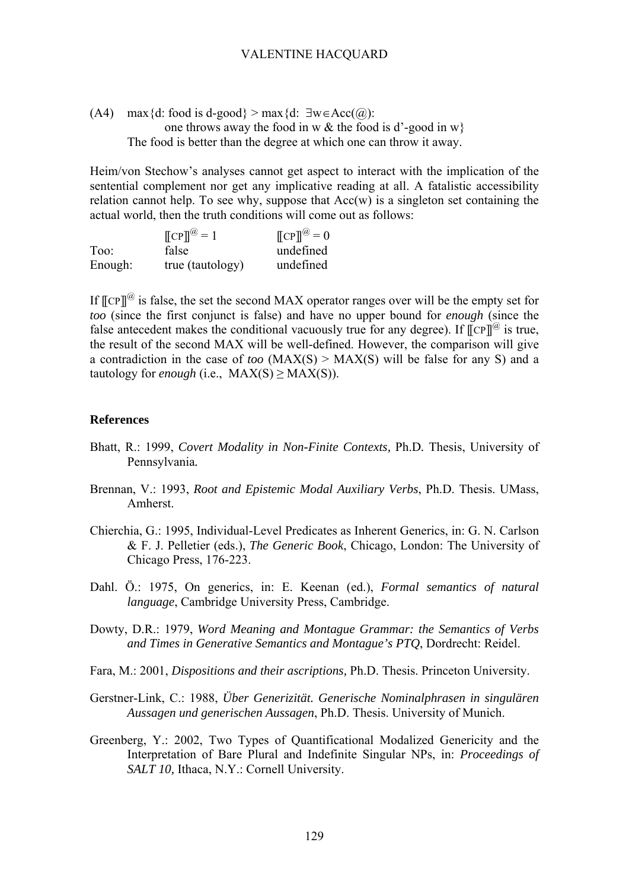(A4) $\max\{d: \text{food is d-good}\} > \max\{d: \exists w \in Acc(@):$
one throws away the food in w & the food is d'-good in w$\}$
The food is better than the degree at which one can throw it away.

Heim/von Stechow's analyses cannot get aspect to interact with the implication of the sentential complement nor get any implicative reading at all. A fatalistic accessibility relation cannot help. To see why, suppose that Acc(w) is a singleton set containing the actual world, then the truth conditions will come out as follows:

| | $[\![CP]\!]^{@} = 1$ | $[\![CP]\!]^{@} = 0$ |
|---|---|---|
| Too: | false | undefined |
| Enough: | true (tautology) | undefined |

If $[\![CP]\!]^{@}$ is false, the set the second MAX operator ranges over will be the empty set for *too* (since the first conjunct is false) and have no upper bound for *enough* (since the false antecedent makes the conditional vacuously true for any degree). If $[\![CP]\!]^{@}$ is true, the result of the second MAX will be well-defined. However, the comparison will give a contradiction in the case of *too* ($MAX(S) > MAX(S)$ will be false for any S) and a tautology for *enough* (i.e., $MAX(S) \geq MAX(S)$).

## References

Bhatt, R.: 1999, *Covert Modality in Non-Finite Contexts,* Ph.D. Thesis, University of Pennsylvania.

Brennan, V.: 1993, *Root and Epistemic Modal Auxiliary Verbs*, Ph.D. Thesis. UMass, Amherst.

Chierchia, G.: 1995, Individual-Level Predicates as Inherent Generics, in: G. N. Carlson & F. J. Pelletier (eds.), *The Generic Book*, Chicago, London: The University of Chicago Press, 176-223.

Dahl. Ö.: 1975, On generics, in: E. Keenan (ed.), *Formal semantics of natural language*, Cambridge University Press, Cambridge.

Dowty, D.R.: 1979, *Word Meaning and Montague Grammar: the Semantics of Verbs and Times in Generative Semantics and Montague's PTQ*, Dordrecht: Reidel.

Fara, M.: 2001, *Dispositions and their ascriptions,* Ph.D. Thesis. Princeton University.

Gerstner-Link, C.: 1988, *Über Generizität. Generische Nominalphrasen in singulären Aussagen und generischen Aussagen*, Ph.D. Thesis. University of Munich.

Greenberg, Y.: 2002, Two Types of Quantificational Modalized Genericity and the Interpretation of Bare Plural and Indefinite Singular NPs, in: *Proceedings of SALT 10,* Ithaca, N.Y.: Cornell University.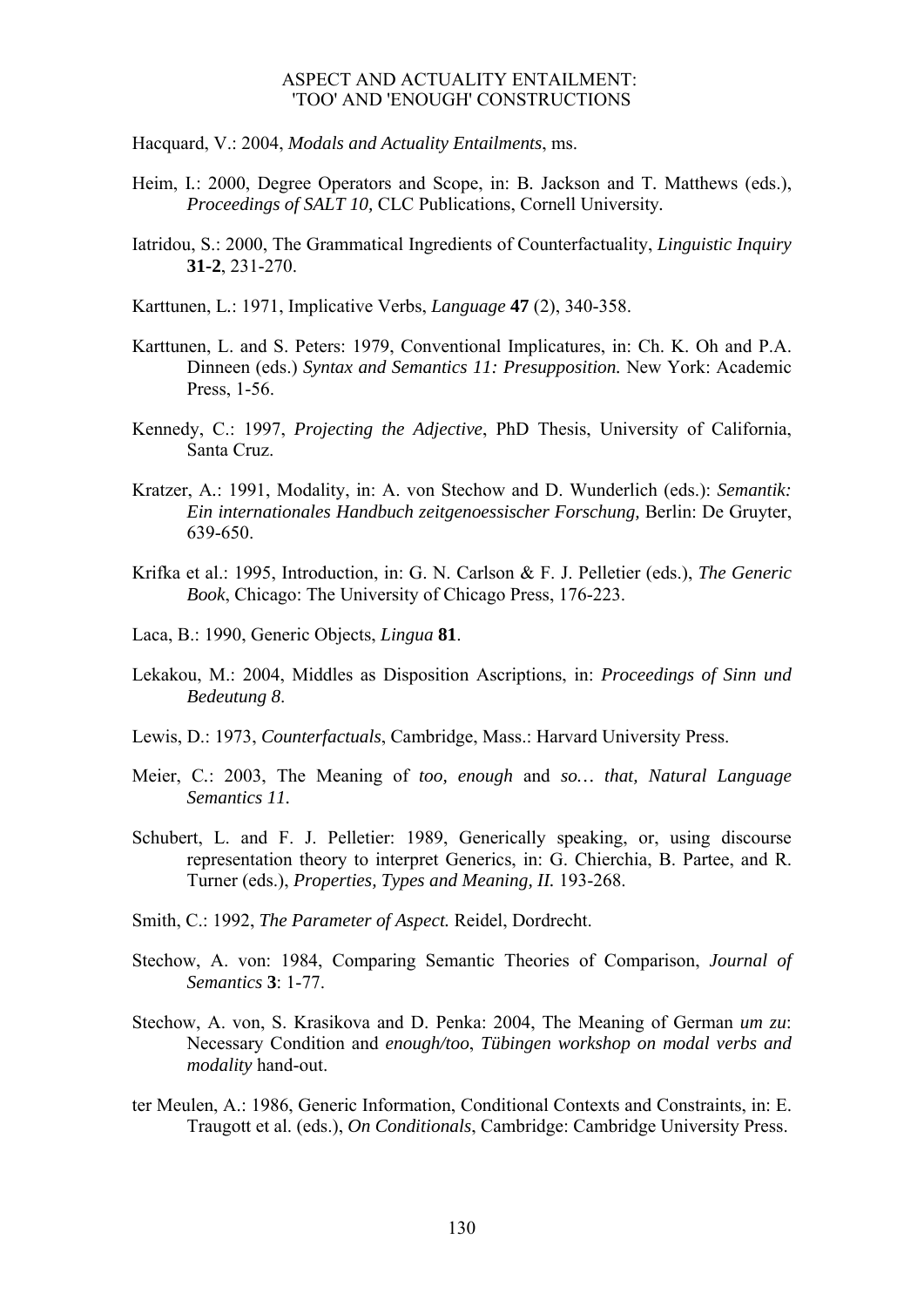Hacquard, V.: 2004, *Modals and Actuality Entailments*, ms.

Heim, I.: 2000, Degree Operators and Scope, in: B. Jackson and T. Matthews (eds.), *Proceedings of SALT 10,* CLC Publications, Cornell University.

Iatridou, S.: 2000, The Grammatical Ingredients of Counterfactuality, *Linguistic Inquiry* **31-2**, 231-270.

Karttunen, L.: 1971, Implicative Verbs, *Language* **47** (2), 340-358.

Karttunen, L. and S. Peters: 1979, Conventional Implicatures, in: Ch. K. Oh and P.A. Dinneen (eds.) *Syntax and Semantics 11: Presupposition.* New York: Academic Press, 1-56.

Kennedy, C.: 1997, *Projecting the Adjective*, PhD Thesis, University of California, Santa Cruz.

Kratzer, A.: 1991, Modality, in: A. von Stechow and D. Wunderlich (eds.): *Semantik: Ein internationales Handbuch zeitgenoessischer Forschung,* Berlin: De Gruyter, 639-650.

Krifka et al.: 1995, Introduction, in: G. N. Carlson & F. J. Pelletier (eds.), *The Generic Book*, Chicago: The University of Chicago Press, 176-223.

Laca, B.: 1990, Generic Objects, *Lingua* **81**.

Lekakou, M.: 2004, Middles as Disposition Ascriptions, in: *Proceedings of Sinn und Bedeutung 8*.

Lewis, D.: 1973, *Counterfactuals*, Cambridge, Mass.: Harvard University Press.

Meier, C.: 2003, The Meaning of *too, enough* and *so… that, Natural Language Semantics 11.*

Schubert, L. and F. J. Pelletier: 1989, Generically speaking, or, using discourse representation theory to interpret Generics, in: G. Chierchia, B. Partee, and R. Turner (eds.), *Properties, Types and Meaning, II.* 193-268.

Smith, C.: 1992, *The Parameter of Aspect.* Reidel, Dordrecht.

Stechow, A. von: 1984, Comparing Semantic Theories of Comparison, *Journal of Semantics* **3**: 1-77.

Stechow, A. von, S. Krasikova and D. Penka: 2004, The Meaning of German *um zu*: Necessary Condition and *enough/too*, *Tübingen workshop on modal verbs and modality* hand-out.

ter Meulen, A.: 1986, Generic Information, Conditional Contexts and Constraints, in: E. Traugott et al. (eds.), *On Conditionals*, Cambridge: Cambridge University Press.